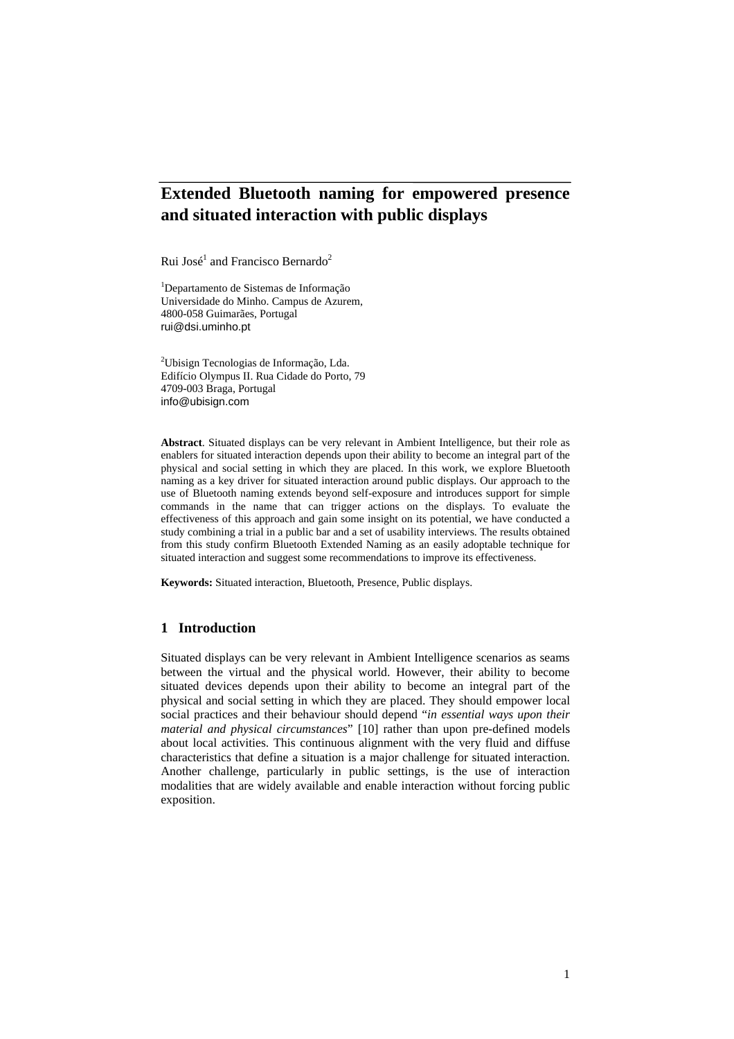# Extended Bluetooth naming for empowered presence and situated interaction with public displays

Rui José[1] and Francisco Bernardo[2]

[1]Departamento de Sistemas de Informação
Universidade do Minho. Campus de Azurem,
4800-058 Guimarães, Portugal
rui@dsi.uminho.pt

[2]Ubisign Tecnologias de Informação, Lda.
Edifício Olympus II. Rua Cidade do Porto, 79
4709-003 Braga, Portugal
info@ubisign.com

**Abstract**. Situated displays can be very relevant in Ambient Intelligence, but their role as enablers for situated interaction depends upon their ability to become an integral part of the physical and social setting in which they are placed. In this work, we explore Bluetooth naming as a key driver for situated interaction around public displays. Our approach to the use of Bluetooth naming extends beyond self-exposure and introduces support for simple commands in the name that can trigger actions on the displays. To evaluate the effectiveness of this approach and gain some insight on its potential, we have conducted a study combining a trial in a public bar and a set of usability interviews. The results obtained from this study confirm Bluetooth Extended Naming as an easily adoptable technique for situated interaction and suggest some recommendations to improve its effectiveness.

**Keywords:** Situated interaction, Bluetooth, Presence, Public displays.

## 1 Introduction

Situated displays can be very relevant in Ambient Intelligence scenarios as seams between the virtual and the physical world. However, their ability to become situated devices depends upon their ability to become an integral part of the physical and social setting in which they are placed. They should empower local social practices and their behaviour should depend "*in essential ways upon their material and physical circumstances*" [10] rather than upon pre-defined models about local activities. This continuous alignment with the very fluid and diffuse characteristics that define a situation is a major challenge for situated interaction. Another challenge, particularly in public settings, is the use of interaction modalities that are widely available and enable interaction without forcing public exposition.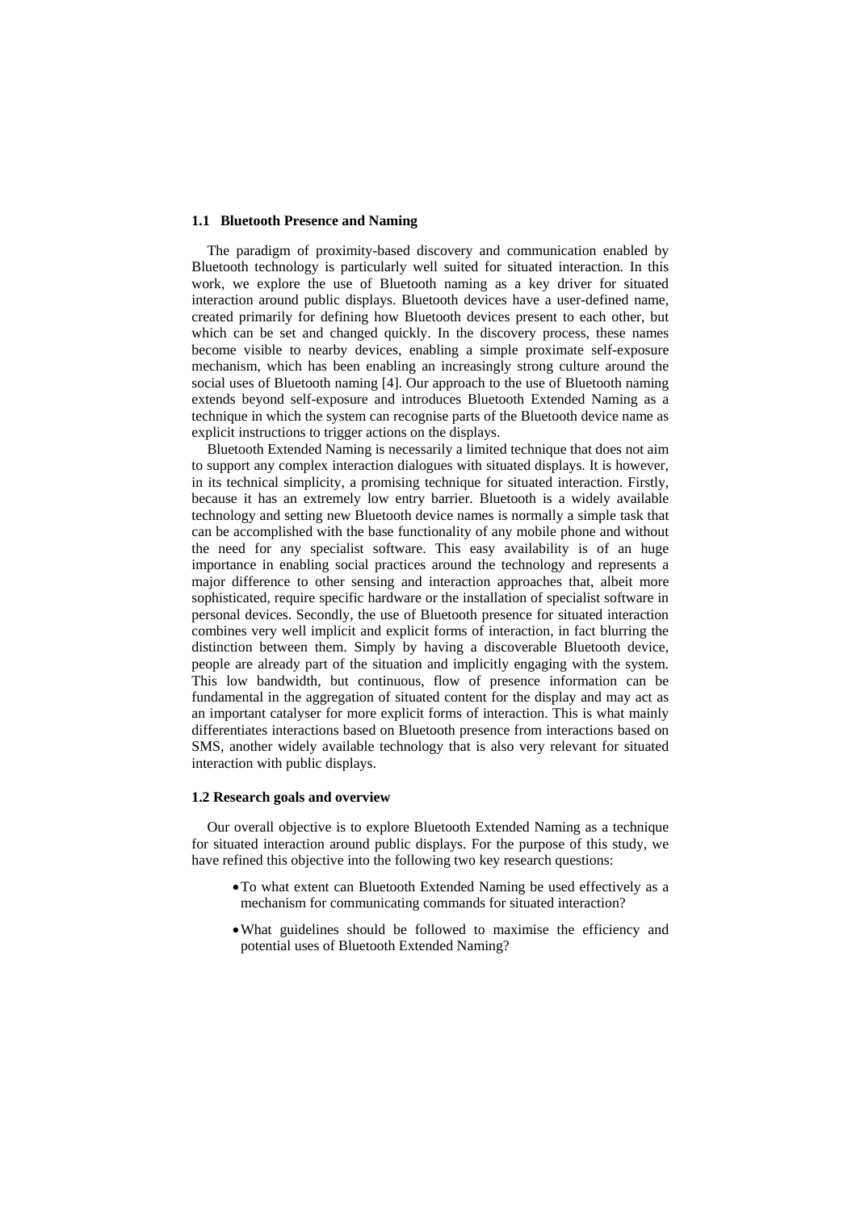### 1.1 Bluetooth Presence and Naming

The paradigm of proximity-based discovery and communication enabled by Bluetooth technology is particularly well suited for situated interaction. In this work, we explore the use of Bluetooth naming as a key driver for situated interaction around public displays. Bluetooth devices have a user-defined name, created primarily for defining how Bluetooth devices present to each other, but which can be set and changed quickly. In the discovery process, these names become visible to nearby devices, enabling a simple proximate self-exposure mechanism, which has been enabling an increasingly strong culture around the social uses of Bluetooth naming [4]. Our approach to the use of Bluetooth naming extends beyond self-exposure and introduces Bluetooth Extended Naming as a technique in which the system can recognise parts of the Bluetooth device name as explicit instructions to trigger actions on the displays.

Bluetooth Extended Naming is necessarily a limited technique that does not aim to support any complex interaction dialogues with situated displays. It is however, in its technical simplicity, a promising technique for situated interaction. Firstly, because it has an extremely low entry barrier. Bluetooth is a widely available technology and setting new Bluetooth device names is normally a simple task that can be accomplished with the base functionality of any mobile phone and without the need for any specialist software. This easy availability is of an huge importance in enabling social practices around the technology and represents a major difference to other sensing and interaction approaches that, albeit more sophisticated, require specific hardware or the installation of specialist software in personal devices. Secondly, the use of Bluetooth presence for situated interaction combines very well implicit and explicit forms of interaction, in fact blurring the distinction between them. Simply by having a discoverable Bluetooth device, people are already part of the situation and implicitly engaging with the system. This low bandwidth, but continuous, flow of presence information can be fundamental in the aggregation of situated content for the display and may act as an important catalyser for more explicit forms of interaction. This is what mainly differentiates interactions based on Bluetooth presence from interactions based on SMS, another widely available technology that is also very relevant for situated interaction with public displays.

### 1.2 Research goals and overview

Our overall objective is to explore Bluetooth Extended Naming as a technique for situated interaction around public displays. For the purpose of this study, we have refined this objective into the following two key research questions:

- To what extent can Bluetooth Extended Naming be used effectively as a mechanism for communicating commands for situated interaction?
- What guidelines should be followed to maximise the efficiency and potential uses of Bluetooth Extended Naming?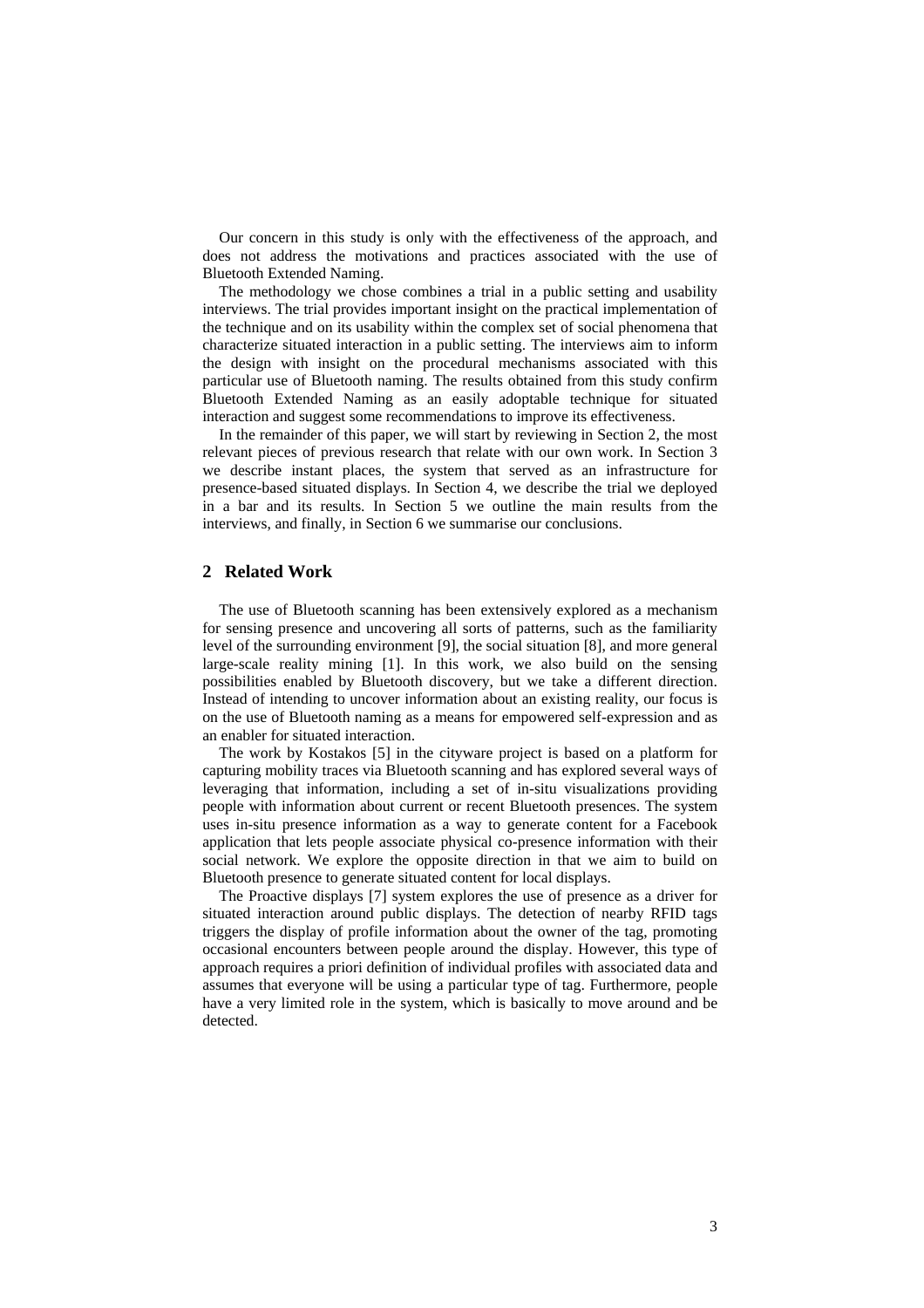Our concern in this study is only with the effectiveness of the approach, and does not address the motivations and practices associated with the use of Bluetooth Extended Naming.

The methodology we chose combines a trial in a public setting and usability interviews. The trial provides important insight on the practical implementation of the technique and on its usability within the complex set of social phenomena that characterize situated interaction in a public setting. The interviews aim to inform the design with insight on the procedural mechanisms associated with this particular use of Bluetooth naming. The results obtained from this study confirm Bluetooth Extended Naming as an easily adoptable technique for situated interaction and suggest some recommendations to improve its effectiveness.

In the remainder of this paper, we will start by reviewing in Section 2, the most relevant pieces of previous research that relate with our own work. In Section 3 we describe instant places, the system that served as an infrastructure for presence-based situated displays. In Section 4, we describe the trial we deployed in a bar and its results. In Section 5 we outline the main results from the interviews, and finally, in Section 6 we summarise our conclusions.

## 2 Related Work

The use of Bluetooth scanning has been extensively explored as a mechanism for sensing presence and uncovering all sorts of patterns, such as the familiarity level of the surrounding environment [9], the social situation [8], and more general large-scale reality mining [1]. In this work, we also build on the sensing possibilities enabled by Bluetooth discovery, but we take a different direction. Instead of intending to uncover information about an existing reality, our focus is on the use of Bluetooth naming as a means for empowered self-expression and as an enabler for situated interaction.

The work by Kostakos [5] in the cityware project is based on a platform for capturing mobility traces via Bluetooth scanning and has explored several ways of leveraging that information, including a set of in-situ visualizations providing people with information about current or recent Bluetooth presences. The system uses in-situ presence information as a way to generate content for a Facebook application that lets people associate physical co-presence information with their social network. We explore the opposite direction in that we aim to build on Bluetooth presence to generate situated content for local displays.

The Proactive displays [7] system explores the use of presence as a driver for situated interaction around public displays. The detection of nearby RFID tags triggers the display of profile information about the owner of the tag, promoting occasional encounters between people around the display. However, this type of approach requires a priori definition of individual profiles with associated data and assumes that everyone will be using a particular type of tag. Furthermore, people have a very limited role in the system, which is basically to move around and be detected.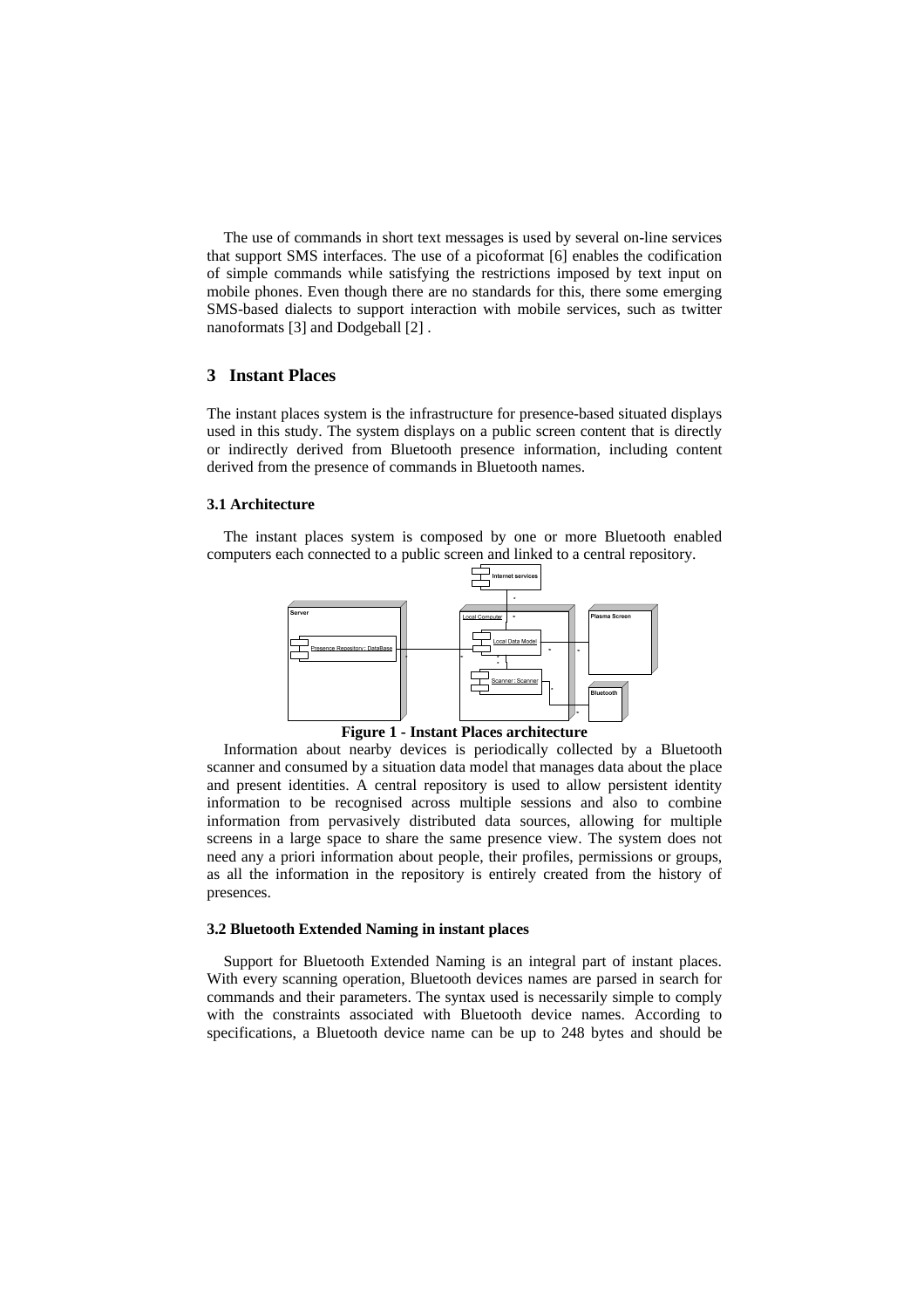The use of commands in short text messages is used by several on-line services that support SMS interfaces. The use of a picoformat [6] enables the codification of simple commands while satisfying the restrictions imposed by text input on mobile phones. Even though there are no standards for this, there some emerging SMS-based dialects to support interaction with mobile services, such as twitter nanoformats [3] and Dodgeball [2] .

## 3 Instant Places

The instant places system is the infrastructure for presence-based situated displays used in this study. The system displays on a public screen content that is directly or indirectly derived from Bluetooth presence information, including content derived from the presence of commands in Bluetooth names.

### 3.1 Architecture

The instant places system is composed by one or more Bluetooth enabled computers each connected to a public screen and linked to a central repository.

**Figure 1 - Instant Places architecture**

Information about nearby devices is periodically collected by a Bluetooth scanner and consumed by a situation data model that manages data about the place and present identities. A central repository is used to allow persistent identity information to be recognised across multiple sessions and also to combine information from pervasively distributed data sources, allowing for multiple screens in a large space to share the same presence view. The system does not need any a priori information about people, their profiles, permissions or groups, as all the information in the repository is entirely created from the history of presences.

### 3.2 Bluetooth Extended Naming in instant places

Support for Bluetooth Extended Naming is an integral part of instant places. With every scanning operation, Bluetooth devices names are parsed in search for commands and their parameters. The syntax used is necessarily simple to comply with the constraints associated with Bluetooth device names. According to specifications, a Bluetooth device name can be up to 248 bytes and should be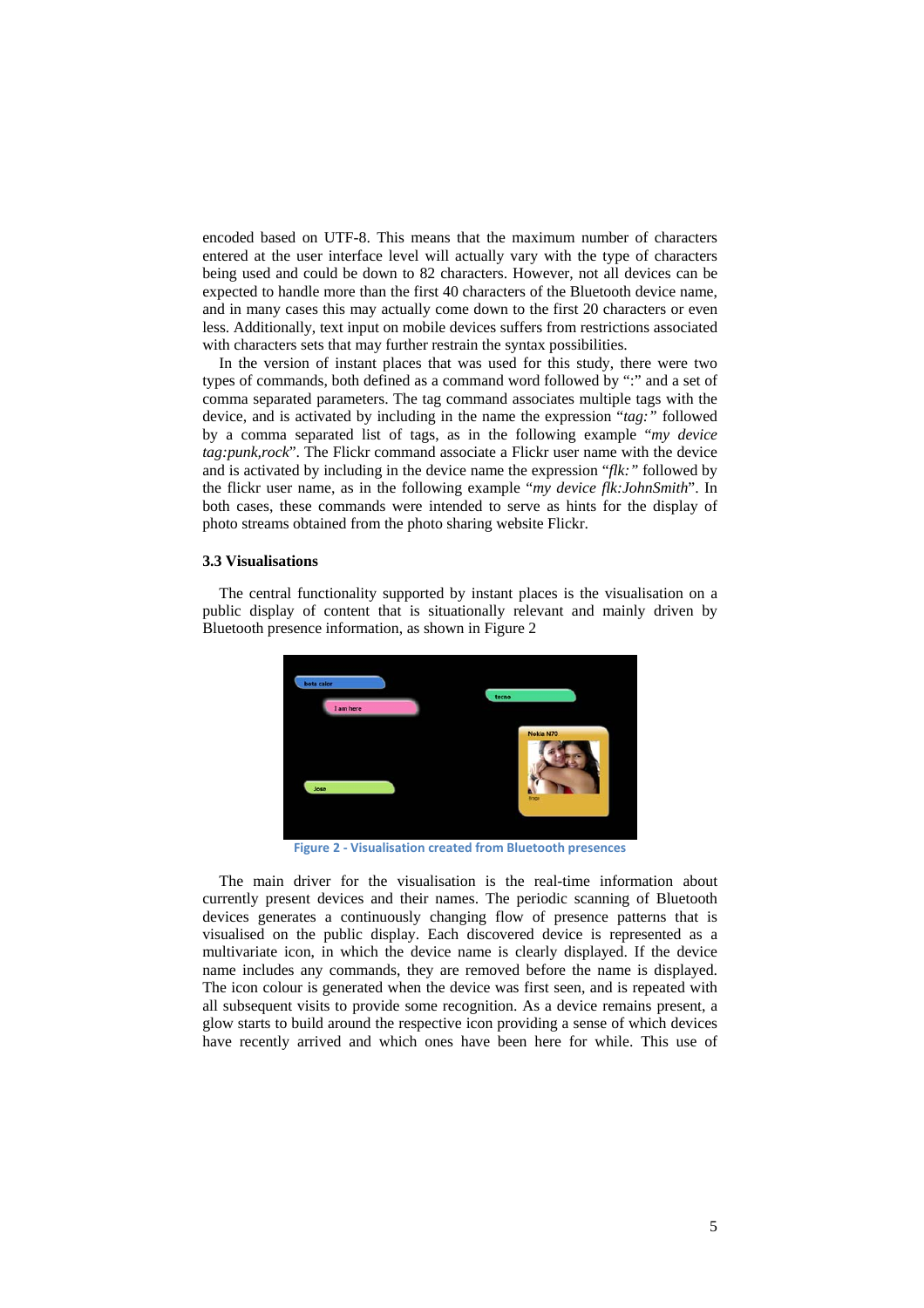encoded based on UTF-8. This means that the maximum number of characters entered at the user interface level will actually vary with the type of characters being used and could be down to 82 characters. However, not all devices can be expected to handle more than the first 40 characters of the Bluetooth device name, and in many cases this may actually come down to the first 20 characters or even less. Additionally, text input on mobile devices suffers from restrictions associated with characters sets that may further restrain the syntax possibilities.

In the version of instant places that was used for this study, there were two types of commands, both defined as a command word followed by ":" and a set of comma separated parameters. The tag command associates multiple tags with the device, and is activated by including in the name the expression "*tag:*" followed by a comma separated list of tags, as in the following example "*my device tag:punk,rock*". The Flickr command associate a Flickr user name with the device and is activated by including in the device name the expression "*flk:*" followed by the flickr user name, as in the following example "*my device flk:JohnSmith*". In both cases, these commands were intended to serve as hints for the display of photo streams obtained from the photo sharing website Flickr.

### 3.3 Visualisations

The central functionality supported by instant places is the visualisation on a public display of content that is situationally relevant and mainly driven by Bluetooth presence information, as shown in Figure 2

Figure 2 - Visualisation created from Bluetooth presences

The main driver for the visualisation is the real-time information about currently present devices and their names. The periodic scanning of Bluetooth devices generates a continuously changing flow of presence patterns that is visualised on the public display. Each discovered device is represented as a multivariate icon, in which the device name is clearly displayed. If the device name includes any commands, they are removed before the name is displayed. The icon colour is generated when the device was first seen, and is repeated with all subsequent visits to provide some recognition. As a device remains present, a glow starts to build around the respective icon providing a sense of which devices have recently arrived and which ones have been here for while. This use of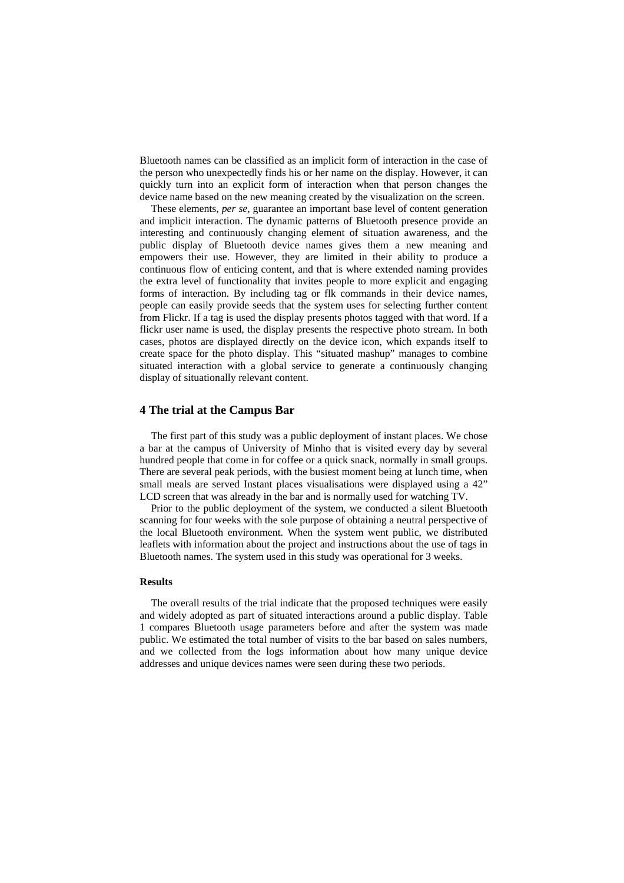Bluetooth names can be classified as an implicit form of interaction in the case of the person who unexpectedly finds his or her name on the display. However, it can quickly turn into an explicit form of interaction when that person changes the device name based on the new meaning created by the visualization on the screen.

These elements, *per se*, guarantee an important base level of content generation and implicit interaction. The dynamic patterns of Bluetooth presence provide an interesting and continuously changing element of situation awareness, and the public display of Bluetooth device names gives them a new meaning and empowers their use. However, they are limited in their ability to produce a continuous flow of enticing content, and that is where extended naming provides the extra level of functionality that invites people to more explicit and engaging forms of interaction. By including tag or flk commands in their device names, people can easily provide seeds that the system uses for selecting further content from Flickr. If a tag is used the display presents photos tagged with that word. If a flickr user name is used, the display presents the respective photo stream. In both cases, photos are displayed directly on the device icon, which expands itself to create space for the photo display. This "situated mashup" manages to combine situated interaction with a global service to generate a continuously changing display of situationally relevant content.

## 4 The trial at the Campus Bar

The first part of this study was a public deployment of instant places. We chose a bar at the campus of University of Minho that is visited every day by several hundred people that come in for coffee or a quick snack, normally in small groups. There are several peak periods, with the busiest moment being at lunch time, when small meals are served Instant places visualisations were displayed using a 42" LCD screen that was already in the bar and is normally used for watching TV.

Prior to the public deployment of the system, we conducted a silent Bluetooth scanning for four weeks with the sole purpose of obtaining a neutral perspective of the local Bluetooth environment. When the system went public, we distributed leaflets with information about the project and instructions about the use of tags in Bluetooth names. The system used in this study was operational for 3 weeks.

#### Results

The overall results of the trial indicate that the proposed techniques were easily and widely adopted as part of situated interactions around a public display. Table 1 compares Bluetooth usage parameters before and after the system was made public. We estimated the total number of visits to the bar based on sales numbers, and we collected from the logs information about how many unique device addresses and unique devices names were seen during these two periods.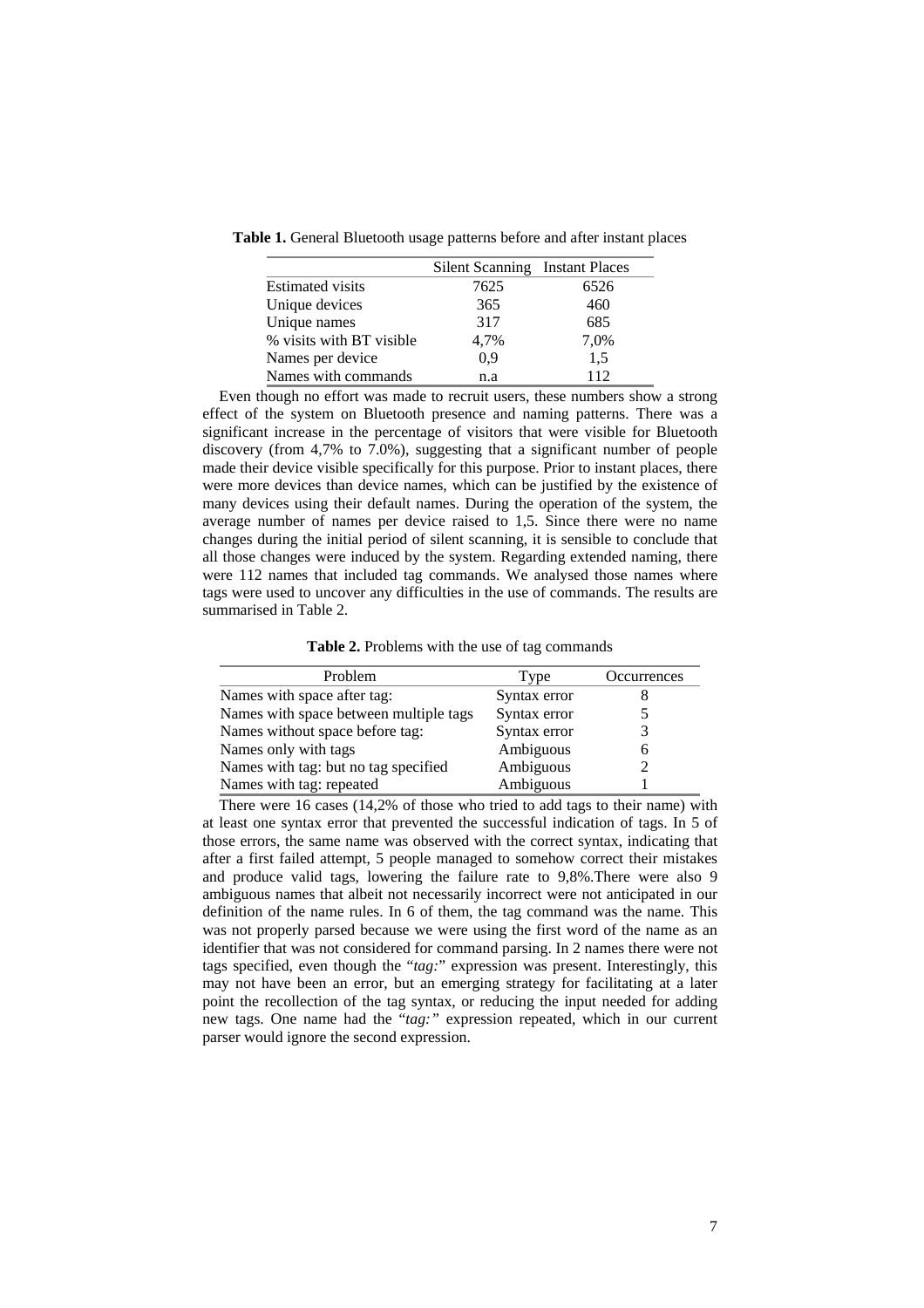**Table 1.** General Bluetooth usage patterns before and after instant places

| | Silent Scanning | Instant Places |
|---|---|---|
| Estimated visits | 7625 | 6526 |
| Unique devices | 365 | 460 |
| Unique names | 317 | 685 |
| % visits with BT visible | 4,7% | 7,0% |
| Names per device | 0,9 | 1,5 |
| Names with commands | n.a | 112 |

Even though no effort was made to recruit users, these numbers show a strong effect of the system on Bluetooth presence and naming patterns. There was a significant increase in the percentage of visitors that were visible for Bluetooth discovery (from 4,7% to 7.0%), suggesting that a significant number of people made their device visible specifically for this purpose. Prior to instant places, there were more devices than device names, which can be justified by the existence of many devices using their default names. During the operation of the system, the average number of names per device raised to 1,5. Since there were no name changes during the initial period of silent scanning, it is sensible to conclude that all those changes were induced by the system. Regarding extended naming, there were 112 names that included tag commands. We analysed those names where tags were used to uncover any difficulties in the use of commands. The results are summarised in Table 2.

**Table 2.** Problems with the use of tag commands

| Problem | Type | Occurrences |
|---|---|---|
| Names with space after tag: | Syntax error | 8 |
| Names with space between multiple tags | Syntax error | 5 |
| Names without space before tag: | Syntax error | 3 |
| Names only with tags | Ambiguous | 6 |
| Names with tag: but no tag specified | Ambiguous | 2 |
| Names with tag: repeated | Ambiguous | 1 |

There were 16 cases (14,2% of those who tried to add tags to their name) with at least one syntax error that prevented the successful indication of tags. In 5 of those errors, the same name was observed with the correct syntax, indicating that after a first failed attempt, 5 people managed to somehow correct their mistakes and produce valid tags, lowering the failure rate to 9,8%.There were also 9 ambiguous names that albeit not necessarily incorrect were not anticipated in our definition of the name rules. In 6 of them, the tag command was the name. This was not properly parsed because we were using the first word of the name as an identifier that was not considered for command parsing. In 2 names there were not tags specified, even though the "*tag:*" expression was present. Interestingly, this may not have been an error, but an emerging strategy for facilitating at a later point the recollection of the tag syntax, or reducing the input needed for adding new tags. One name had the "*tag:*" expression repeated, which in our current parser would ignore the second expression.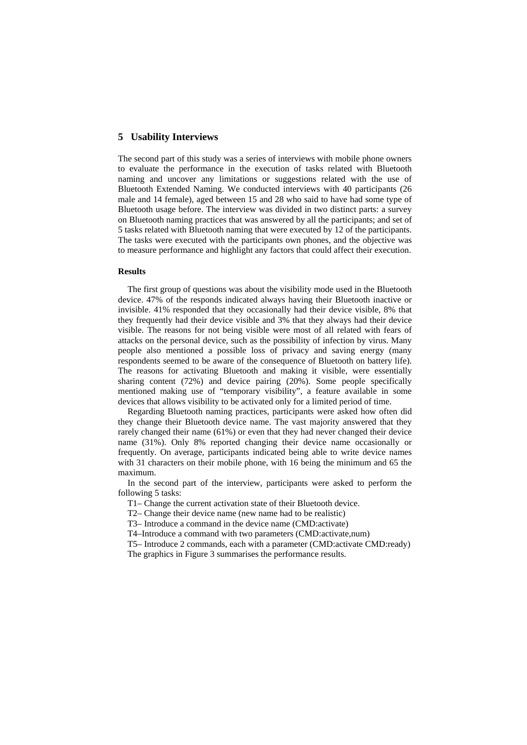## 5 Usability Interviews

The second part of this study was a series of interviews with mobile phone owners to evaluate the performance in the execution of tasks related with Bluetooth naming and uncover any limitations or suggestions related with the use of Bluetooth Extended Naming. We conducted interviews with 40 participants (26 male and 14 female), aged between 15 and 28 who said to have had some type of Bluetooth usage before. The interview was divided in two distinct parts: a survey on Bluetooth naming practices that was answered by all the participants; and set of 5 tasks related with Bluetooth naming that were executed by 12 of the participants. The tasks were executed with the participants own phones, and the objective was to measure performance and highlight any factors that could affect their execution.

### Results

The first group of questions was about the visibility mode used in the Bluetooth device. 47% of the responds indicated always having their Bluetooth inactive or invisible. 41% responded that they occasionally had their device visible, 8% that they frequently had their device visible and 3% that they always had their device visible. The reasons for not being visible were most of all related with fears of attacks on the personal device, such as the possibility of infection by virus. Many people also mentioned a possible loss of privacy and saving energy (many respondents seemed to be aware of the consequence of Bluetooth on battery life). The reasons for activating Bluetooth and making it visible, were essentially sharing content (72%) and device pairing (20%). Some people specifically mentioned making use of "temporary visibility", a feature available in some devices that allows visibility to be activated only for a limited period of time.

Regarding Bluetooth naming practices, participants were asked how often did they change their Bluetooth device name. The vast majority answered that they rarely changed their name (61%) or even that they had never changed their device name (31%). Only 8% reported changing their device name occasionally or frequently. On average, participants indicated being able to write device names with 31 characters on their mobile phone, with 16 being the minimum and 65 the maximum.

In the second part of the interview, participants were asked to perform the following 5 tasks:

T1– Change the current activation state of their Bluetooth device.

T2– Change their device name (new name had to be realistic)

T3– Introduce a command in the device name (CMD:activate)

T4–Introduce a command with two parameters (CMD:activate,num)

T5– Introduce 2 commands, each with a parameter (CMD:activate CMD:ready)

The graphics in Figure 3 summarises the performance results.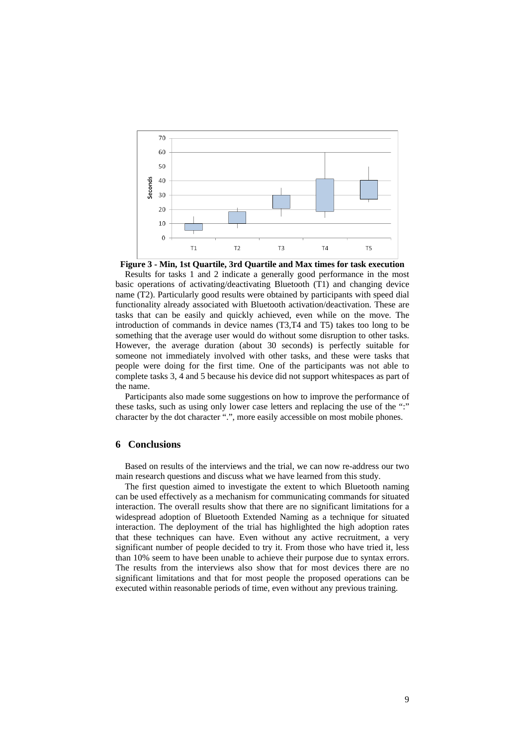**Figure 3 - Min, 1st Quartile, 3rd Quartile and Max times for task execution**

Results for tasks 1 and 2 indicate a generally good performance in the most basic operations of activating/deactivating Bluetooth (T1) and changing device name (T2). Particularly good results were obtained by participants with speed dial functionality already associated with Bluetooth activation/deactivation. These are tasks that can be easily and quickly achieved, even while on the move. The introduction of commands in device names (T3,T4 and T5) takes too long to be something that the average user would do without some disruption to other tasks. However, the average duration (about 30 seconds) is perfectly suitable for someone not immediately involved with other tasks, and these were tasks that people were doing for the first time. One of the participants was not able to complete tasks 3, 4 and 5 because his device did not support whitespaces as part of the name.

Participants also made some suggestions on how to improve the performance of these tasks, such as using only lower case letters and replacing the use of the ":" character by the dot character ".", more easily accessible on most mobile phones.

## 6 Conclusions

Based on results of the interviews and the trial, we can now re-address our two main research questions and discuss what we have learned from this study.

The first question aimed to investigate the extent to which Bluetooth naming can be used effectively as a mechanism for communicating commands for situated interaction. The overall results show that there are no significant limitations for a widespread adoption of Bluetooth Extended Naming as a technique for situated interaction. The deployment of the trial has highlighted the high adoption rates that these techniques can have. Even without any active recruitment, a very significant number of people decided to try it. From those who have tried it, less than 10% seem to have been unable to achieve their purpose due to syntax errors. The results from the interviews also show that for most devices there are no significant limitations and that for most people the proposed operations can be executed within reasonable periods of time, even without any previous training.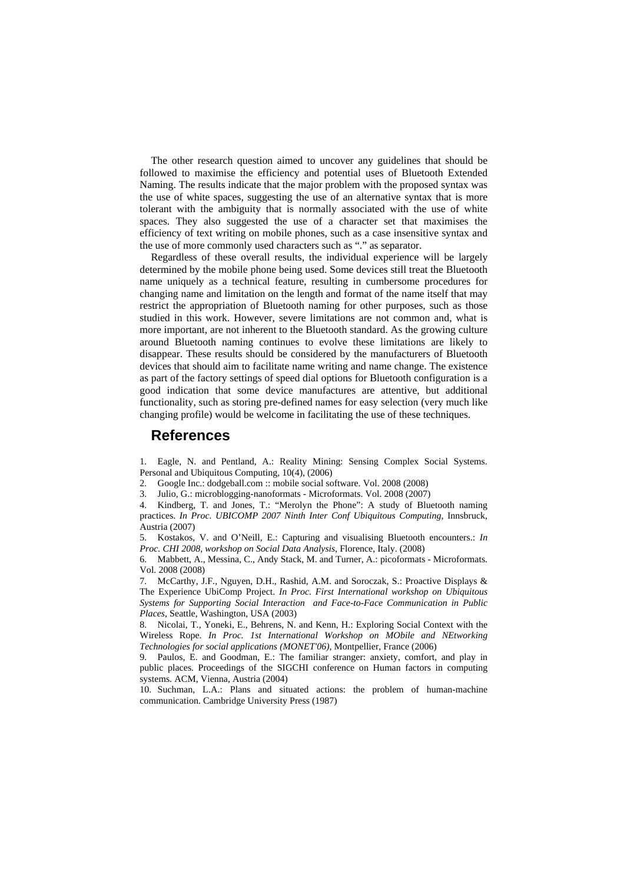The other research question aimed to uncover any guidelines that should be followed to maximise the efficiency and potential uses of Bluetooth Extended Naming. The results indicate that the major problem with the proposed syntax was the use of white spaces, suggesting the use of an alternative syntax that is more tolerant with the ambiguity that is normally associated with the use of white spaces. They also suggested the use of a character set that maximises the efficiency of text writing on mobile phones, such as a case insensitive syntax and the use of more commonly used characters such as "." as separator.

Regardless of these overall results, the individual experience will be largely determined by the mobile phone being used. Some devices still treat the Bluetooth name uniquely as a technical feature, resulting in cumbersome procedures for changing name and limitation on the length and format of the name itself that may restrict the appropriation of Bluetooth naming for other purposes, such as those studied in this work. However, severe limitations are not common and, what is more important, are not inherent to the Bluetooth standard. As the growing culture around Bluetooth naming continues to evolve these limitations are likely to disappear. These results should be considered by the manufacturers of Bluetooth devices that should aim to facilitate name writing and name change. The existence as part of the factory settings of speed dial options for Bluetooth configuration is a good indication that some device manufactures are attentive, but additional functionality, such as storing pre-defined names for easy selection (very much like changing profile) would be welcome in facilitating the use of these techniques.

## References

1. Eagle, N. and Pentland, A.: Reality Mining: Sensing Complex Social Systems. Personal and Ubiquitous Computing, 10(4), (2006)
2. Google Inc.: dodgeball.com :: mobile social software. Vol. 2008 (2008)
3. Julio, G.: microblogging-nanoformats - Microformats. Vol. 2008 (2007)
4. Kindberg, T. and Jones, T.: "Merolyn the Phone": A study of Bluetooth naming practices. *In Proc. UBICOMP 2007 Ninth Inter Conf Ubiquitous Computing*, Innsbruck, Austria (2007)
5. Kostakos, V. and O'Neill, E.: Capturing and visualising Bluetooth encounters.: *In Proc. CHI 2008, workshop on Social Data Analysis*, Florence, Italy. (2008)
6. Mabbett, A., Messina, C., Andy Stack, M. and Turner, A.: picoformats - Microformats. Vol. 2008 (2008)
7. McCarthy, J.F., Nguyen, D.H., Rashid, A.M. and Soroczak, S.: Proactive Displays & The Experience UbiComp Project. *In Proc. First International workshop on Ubiquitous Systems for Supporting Social Interaction and Face-to-Face Communication in Public Places*, Seattle, Washington, USA (2003)
8. Nicolai, T., Yoneki, E., Behrens, N. and Kenn, H.: Exploring Social Context with the Wireless Rope. *In Proc. 1st International Workshop on MObile and NEtworking Technologies for social applications (MONET'06)*, Montpellier, France (2006)
9. Paulos, E. and Goodman, E.: The familiar stranger: anxiety, comfort, and play in public places. Proceedings of the SIGCHI conference on Human factors in computing systems. ACM, Vienna, Austria (2004)
10. Suchman, L.A.: Plans and situated actions: the problem of human-machine communication. Cambridge University Press (1987)